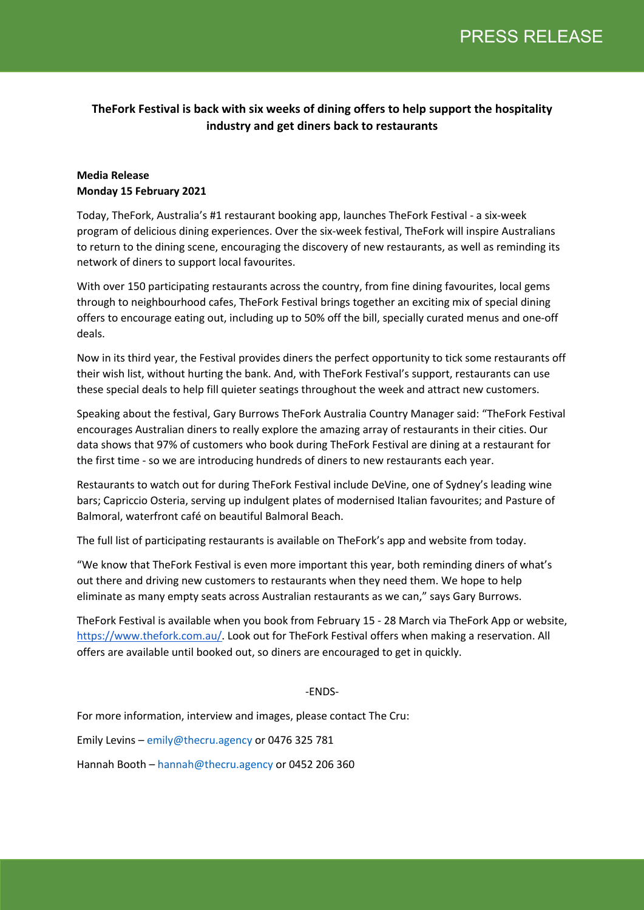PRESS RELEASE

**TheFork Festival is back with six weeks of dining offers to help support the hospitality industry and get diners back to restaurants**

**Media Release**
**Monday 15 February 2021**

Today, TheFork, Australia's #1 restaurant booking app, launches TheFork Festival - a six-week program of delicious dining experiences. Over the six-week festival, TheFork will inspire Australians to return to the dining scene, encouraging the discovery of new restaurants, as well as reminding its network of diners to support local favourites.

With over 150 participating restaurants across the country, from fine dining favourites, local gems through to neighbourhood cafes, TheFork Festival brings together an exciting mix of special dining offers to encourage eating out, including up to 50% off the bill, specially curated menus and one-off deals.

Now in its third year, the Festival provides diners the perfect opportunity to tick some restaurants off their wish list, without hurting the bank. And, with TheFork Festival's support, restaurants can use these special deals to help fill quieter seatings throughout the week and attract new customers.

Speaking about the festival, Gary Burrows TheFork Australia Country Manager said: "TheFork Festival encourages Australian diners to really explore the amazing array of restaurants in their cities. Our data shows that 97% of customers who book during TheFork Festival are dining at a restaurant for the first time - so we are introducing hundreds of diners to new restaurants each year.

Restaurants to watch out for during TheFork Festival include DeVine, one of Sydney's leading wine bars; Capriccio Osteria, serving up indulgent plates of modernised Italian favourites; and Pasture of Balmoral, waterfront café on beautiful Balmoral Beach.

The full list of participating restaurants is available on TheFork's app and website from today.

"We know that TheFork Festival is even more important this year, both reminding diners of what's out there and driving new customers to restaurants when they need them. We hope to help eliminate as many empty seats across Australian restaurants as we can," says Gary Burrows.

TheFork Festival is available when you book from February 15 - 28 March via TheFork App or website, https://www.thefork.com.au/. Look out for TheFork Festival offers when making a reservation. All offers are available until booked out, so diners are encouraged to get in quickly.

-ENDS-

For more information, interview and images, please contact The Cru:

Emily Levins – emily@thecru.agency or 0476 325 781

Hannah Booth – hannah@thecru.agency or 0452 206 360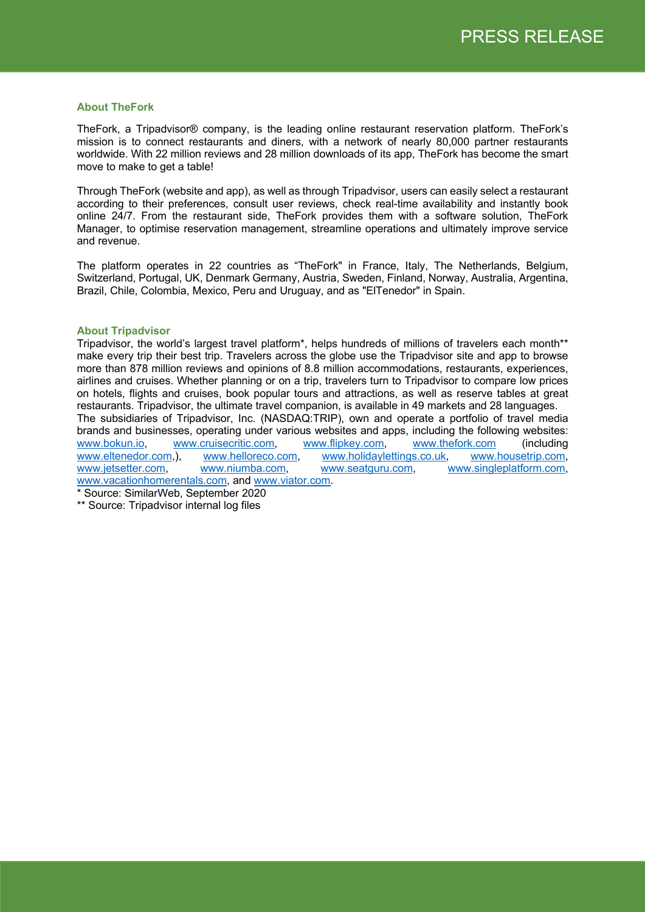## About TheFork

TheFork, a Tripadvisor® company, is the leading online restaurant reservation platform. TheFork's mission is to connect restaurants and diners, with a network of nearly 80,000 partner restaurants worldwide. With 22 million reviews and 28 million downloads of its app, TheFork has become the smart move to make to get a table!

Through TheFork (website and app), as well as through Tripadvisor, users can easily select a restaurant according to their preferences, consult user reviews, check real-time availability and instantly book online 24/7. From the restaurant side, TheFork provides them with a software solution, TheFork Manager, to optimise reservation management, streamline operations and ultimately improve service and revenue.

The platform operates in 22 countries as "TheFork" in France, Italy, The Netherlands, Belgium, Switzerland, Portugal, UK, Denmark Germany, Austria, Sweden, Finland, Norway, Australia, Argentina, Brazil, Chile, Colombia, Mexico, Peru and Uruguay, and as "ElTenedor" in Spain.

## About Tripadvisor

Tripadvisor, the world's largest travel platform*, helps hundreds of millions of travelers each month** make every trip their best trip. Travelers across the globe use the Tripadvisor site and app to browse more than 878 million reviews and opinions of 8.8 million accommodations, restaurants, experiences, airlines and cruises. Whether planning or on a trip, travelers turn to Tripadvisor to compare low prices on hotels, flights and cruises, book popular tours and attractions, as well as reserve tables at great restaurants. Tripadvisor, the ultimate travel companion, is available in 49 markets and 28 languages.

The subsidiaries of Tripadvisor, Inc. (NASDAQ:TRIP), own and operate a portfolio of travel media brands and businesses, operating under various websites and apps, including the following websites: www.bokun.io, www.cruisecritic.com, www.flipkey.com, www.thefork.com (including www.eltenedor.com,), www.helloreco.com, www.holidaylettings.co.uk, www.housetrip.com, www.jetsetter.com, www.niumba.com, www.seatguru.com, www.singleplatform.com, www.vacationhomerentals.com, and www.viator.com.

* Source: SimilarWeb, September 2020

** Source: Tripadvisor internal log files